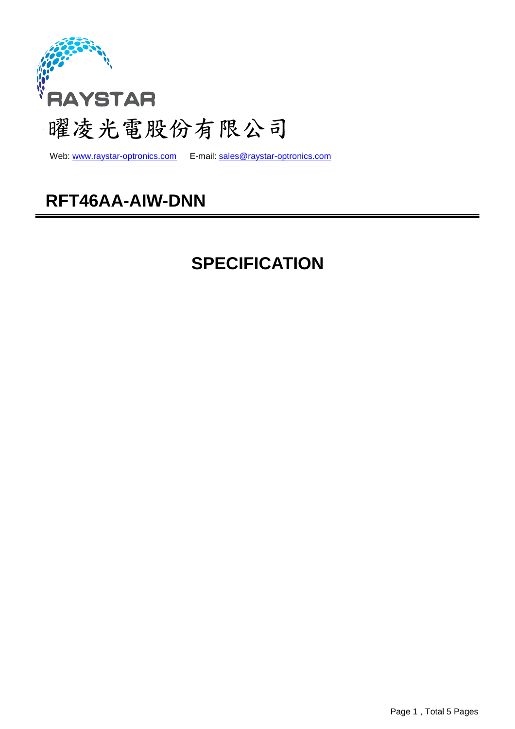RAYSTAR

曜凌光電股份有限公司

Web: www.raystar-optronics.com E-mail: sales@raystar-optronics.com

# RFT46AA-AIW-DNN

# SPECIFICATION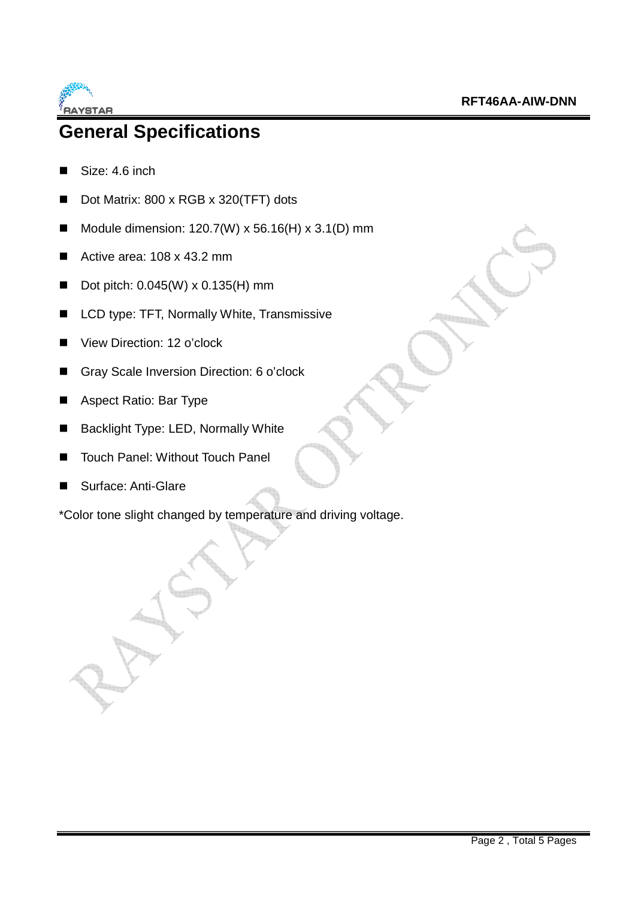# General Specifications

- Size: 4.6 inch
- Dot Matrix: 800 x RGB x 320(TFT) dots
- Module dimension: 120.7(W) x 56.16(H) x 3.1(D) mm
- Active area: 108 x 43.2 mm
- Dot pitch: 0.045(W) x 0.135(H) mm
- LCD type: TFT, Normally White, Transmissive
- View Direction: 12 o'clock
- Gray Scale Inversion Direction: 6 o'clock
- Aspect Ratio: Bar Type
- Backlight Type: LED, Normally White
- Touch Panel: Without Touch Panel
- Surface: Anti-Glare

*Color tone slight changed by temperature and driving voltage.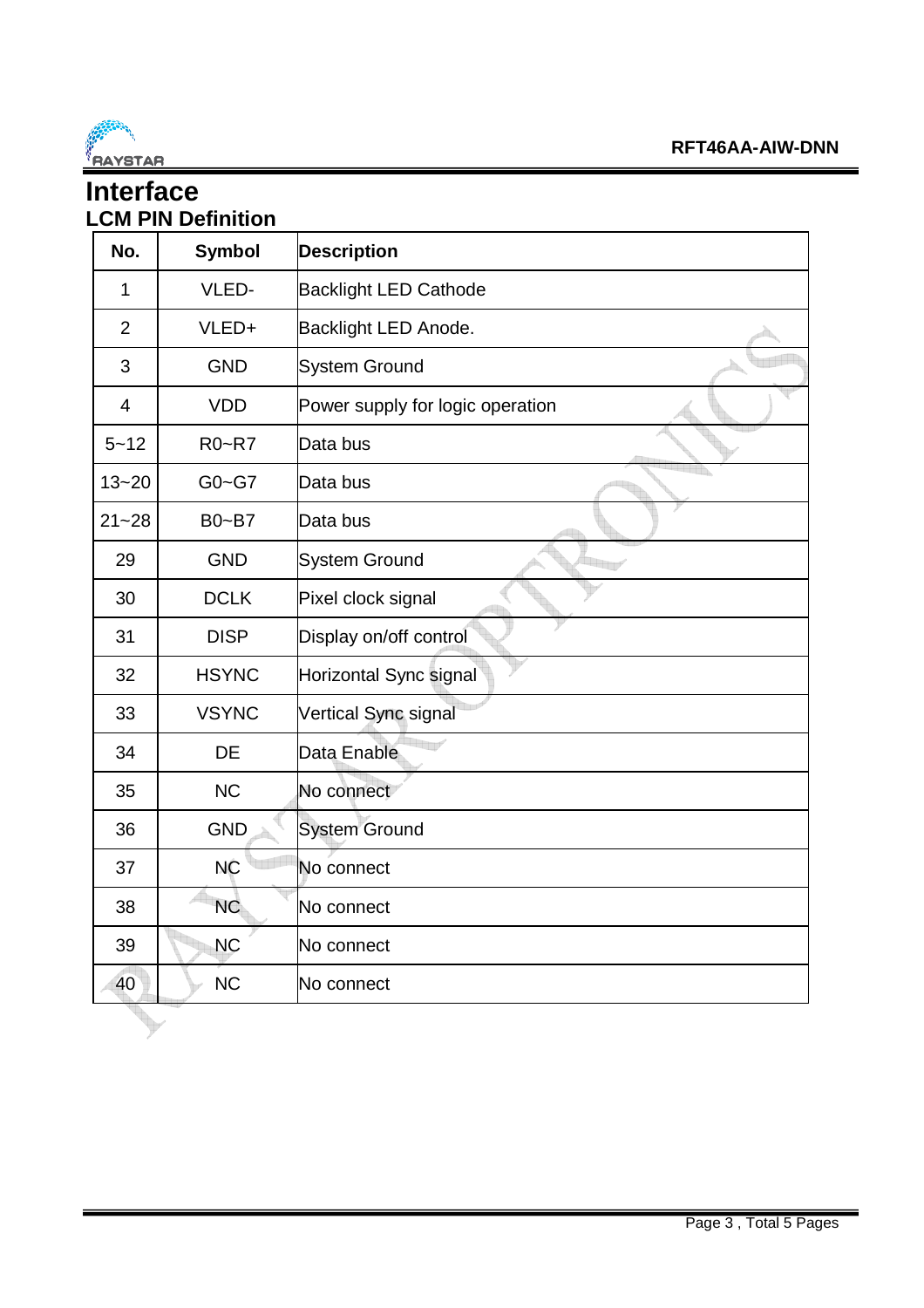# Interface

## LCM PIN Definition

| No. | Symbol | Description |
|---|---|---|
| 1 | VLED- | Backlight LED Cathode |
| 2 | VLED+ | Backlight LED Anode. |
| 3 | GND | System Ground |
| 4 | VDD | Power supply for logic operation |
| 5~12 | R0~R7 | Data bus |
| 13~20 | G0~G7 | Data bus |
| 21~28 | B0~B7 | Data bus |
| 29 | GND | System Ground |
| 30 | DCLK | Pixel clock signal |
| 31 | DISP | Display on/off control |
| 32 | HSYNC | Horizontal Sync signal |
| 33 | VSYNC | Vertical Sync signal |
| 34 | DE | Data Enable |
| 35 | NC | No connect |
| 36 | GND | System Ground |
| 37 | NC | No connect |
| 38 | NC | No connect |
| 39 | NC | No connect |
| 40 | NC | No connect |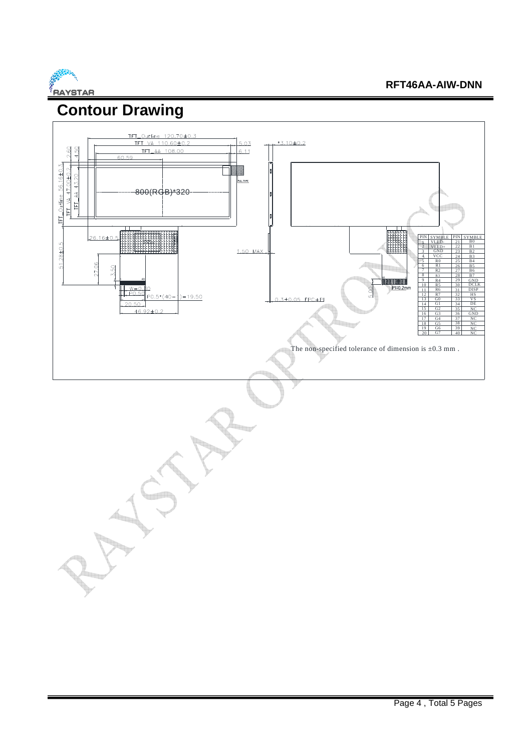# Contour Drawing

TFT_Outline 120.70±0.3

TFT_VA 110.60±0.2

TFT_AA 108.00

60.59

5.03

6.11

3.10±0.2

2.60

4.50

TFT_Outline 56.16±0.3

TFT_VA 47.00±0.2

TFT_AA 43.20

800(RGB)*320

PULL TAPE

26.16±0.5

51.28±0.5

27.06

3.50

1.50 MAX

W=0.30

P0.50

P0.5*(40-1)=19.50

20.50

46.92±0.2

0.3±0.05 FPC+PI

5.00

PI=0.2mm

| PIN | SYMBLE | PIN | SYMBLE |
|---|---|---|---|
| 1 | VLED- | 21 | B0 |
| 2 | VLED+ | 22 | B1 |
| 3 | GND | 23 | B2 |
| 4 | VCC | 24 | B3 |
| 5 | R0 | 25 | B4 |
| 6 | R1 | 26 | B5 |
| 7 | R2 | 27 | B6 |
| 8 | R3 | 28 | B7 |
| 9 | R4 | 29 | GND |
| 10 | R5 | 30 | DCLK |
| 11 | R6 | 31 | DISP |
| 12 | R7 | 32 | HS |
| 13 | G0 | 33 | VS |
| 14 | G1 | 34 | DE |
| 15 | G2 | 35 | NC |
| 16 | G3 | 36 | GND |
| 17 | G4 | 37 | NC |
| 18 | G5 | 38 | NC |
| 19 | G6 | 39 | NC |
| 20 | G7 | 40 | NC |

The non-specified tolerance of dimension is ±0.3 mm .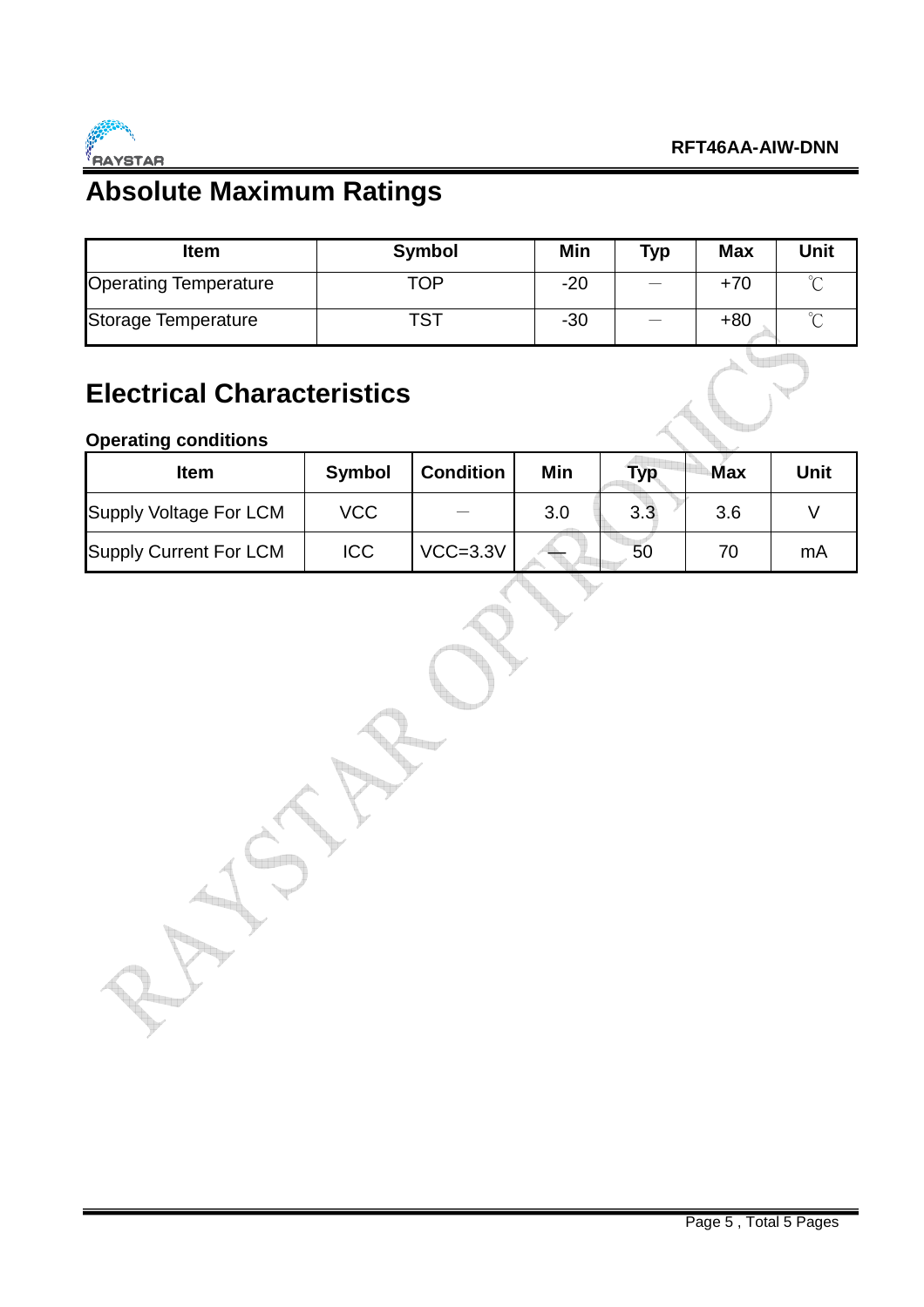# Absolute Maximum Ratings

| Item | Symbol | Min | Typ | Max | Unit |
|---|---|---|---|---|---|
| Operating Temperature | TOP | -20 | — | +70 | ℃ |
| Storage Temperature | TST | -30 | — | +80 | ℃ |

# Electrical Characteristics

**Operating conditions**

| Item | Symbol | Condition | Min | Typ | Max | Unit |
|---|---|---|---|---|---|---|
| Supply Voltage For LCM | VCC | — | 3.0 | 3.3 | 3.6 | V |
| Supply Current For LCM | ICC | VCC=3.3V | — | 50 | 70 | mA |